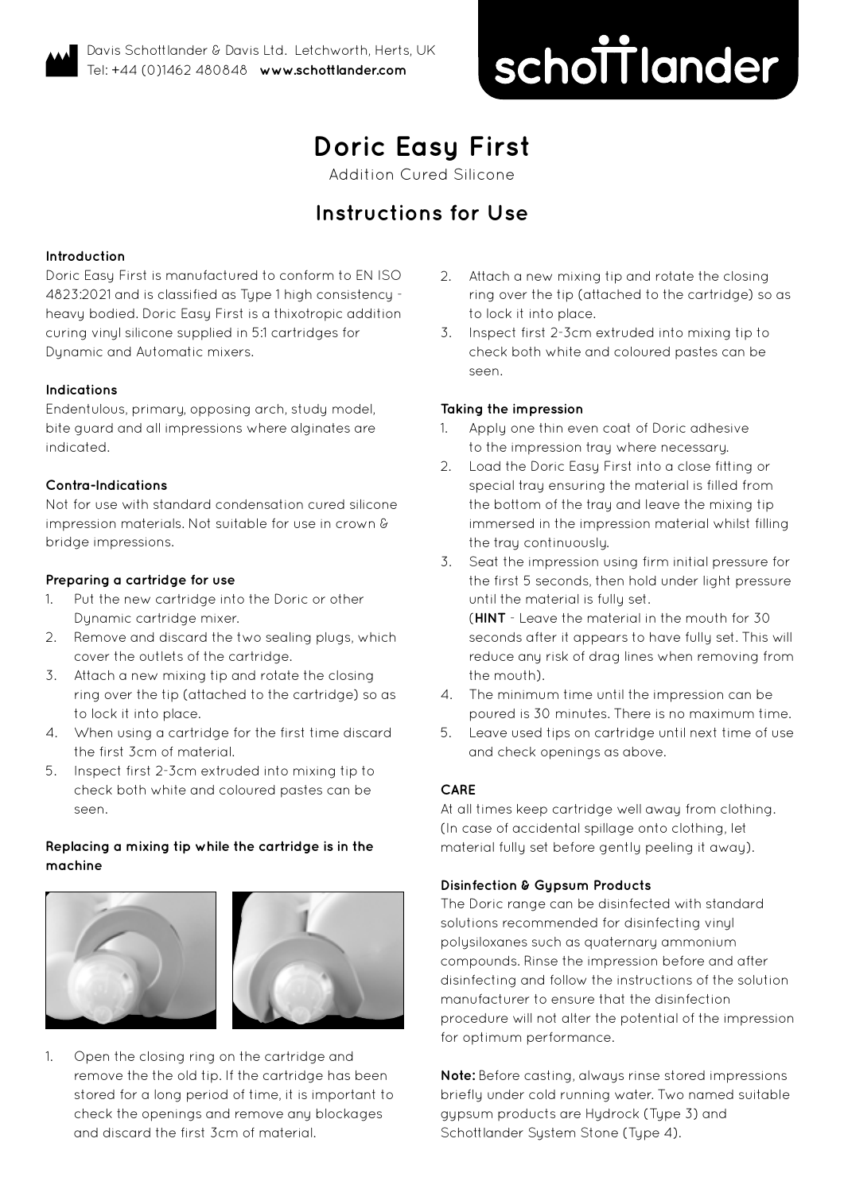Davis Schottlander & Davis Ltd. Letchworth, Herts, UK
Tel: +44 (0)1462 480848 **www.schottlander.com**

schottlander

# Doric Easy First

Addition Cured Silicone

## Instructions for Use

### Introduction

Doric Easy First is manufactured to conform to EN ISO 4823:2021 and is classified as Type 1 high consistency - heavy bodied. Doric Easy First is a thixotropic addition curing vinyl silicone supplied in 5:1 cartridges for Dynamic and Automatic mixers.

### Indications

Endentulous, primary, opposing arch, study model, bite guard and all impressions where alginates are indicated.

### Contra-Indications

Not for use with standard condensation cured silicone impression materials. Not suitable for use in crown & bridge impressions.

### Preparing a cartridge for use

1. Put the new cartridge into the Doric or other Dynamic cartridge mixer.
2. Remove and discard the two sealing plugs, which cover the outlets of the cartridge.
3. Attach a new mixing tip and rotate the closing ring over the tip (attached to the cartridge) so as to lock it into place.
4. When using a cartridge for the first time discard the first 3cm of material.
5. Inspect first 2-3cm extruded into mixing tip to check both white and coloured pastes can be seen.

### Replacing a mixing tip while the cartridge is in the machine

1. Open the closing ring on the cartridge and remove the old tip. If the cartridge has been stored for a long period of time, it is important to check the openings and remove any blockages and discard the first 3cm of material.
2. Attach a new mixing tip and rotate the closing ring over the tip (attached to the cartridge) so as to lock it into place.
3. Inspect first 2-3cm extruded into mixing tip to check both white and coloured pastes can be seen.

### Taking the impression

1. Apply one thin even coat of Doric adhesive to the impression tray where necessary.
2. Load the Doric Easy First into a close fitting or special tray ensuring the material is filled from the bottom of the tray and leave the mixing tip immersed in the impression material whilst filling the tray continuously.
3. Seat the impression using firm initial pressure for the first 5 seconds, then hold under light pressure until the material is fully set.
   (**HINT** - Leave the material in the mouth for 30 seconds after it appears to have fully set. This will reduce any risk of drag lines when removing from the mouth).
4. The minimum time until the impression can be poured is 30 minutes. There is no maximum time.
5. Leave used tips on cartridge until next time of use and check openings as above.

### CARE

At all times keep cartridge well away from clothing. (In case of accidental spillage onto clothing, let material fully set before gently peeling it away).

### Disinfection & Gypsum Products

The Doric range can be disinfected with standard solutions recommended for disinfecting vinyl polysiloxanes such as quaternary ammonium compounds. Rinse the impression before and after disinfecting and follow the instructions of the solution manufacturer to ensure that the disinfection procedure will not alter the potential of the impression for optimum performance.

**Note:** Before casting, always rinse stored impressions briefly under cold running water. Two named suitable gypsum products are Hydrock (Type 3) and Schottlander System Stone (Type 4).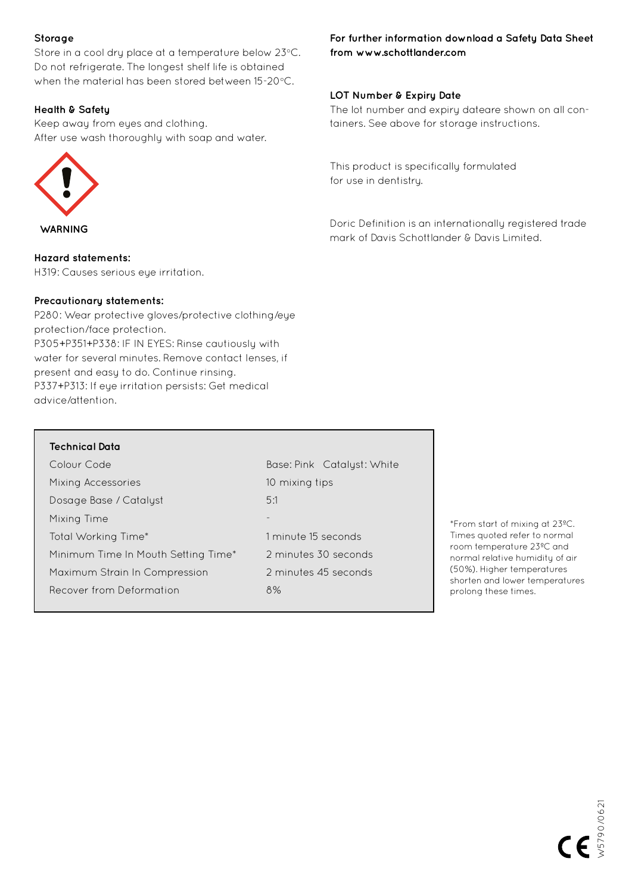### Storage

Store in a cool dry place at a temperature below 23°C. Do not refrigerate. The longest shelf life is obtained when the material has been stored between 15-20°C.

### Health & Safety

Keep away from eyes and clothing.
After use wash thoroughly with soap and water.

WARNING

**Hazard statements:**
H319: Causes serious eye irritation.

**Precautionary statements:**
P280: Wear protective gloves/protective clothing/eye protection/face protection.
P305+P351+P338: IF IN EYES: Rinse cautiously with water for several minutes. Remove contact lenses, if present and easy to do. Continue rinsing.
P337+P313: If eye irritation persists: Get medical advice/attention.

**For further information download a Safety Data Sheet from www.schottlander.com**

### LOT Number & Expiry Date

The lot number and expiry dateare shown on all containers. See above for storage instructions.

This product is specifically formulated for use in dentistry.

Doric Definition is an internationally registered trade mark of Davis Schottlander & Davis Limited.

| Technical Data | |
|---|---|
| Colour Code | Base: Pink   Catalyst: White |
| Mixing Accessories | 10 mixing tips |
| Dosage Base / Catalyst | 5:1 |
| Mixing Time | - |
| Total Working Time* | 1 minute 15 seconds |
| Minimum Time In Mouth Setting Time* | 2 minutes 30 seconds |
| Maximum Strain In Compression | 2 minutes 45 seconds |
| Recover from Deformation | 8% |

*From start of mixing at 23ºC. Times quoted refer to normal room temperature 23ºC and normal relative humidity of air (50%). Higher temperatures shorten and lower temperatures prolong these times.

W5790/0621